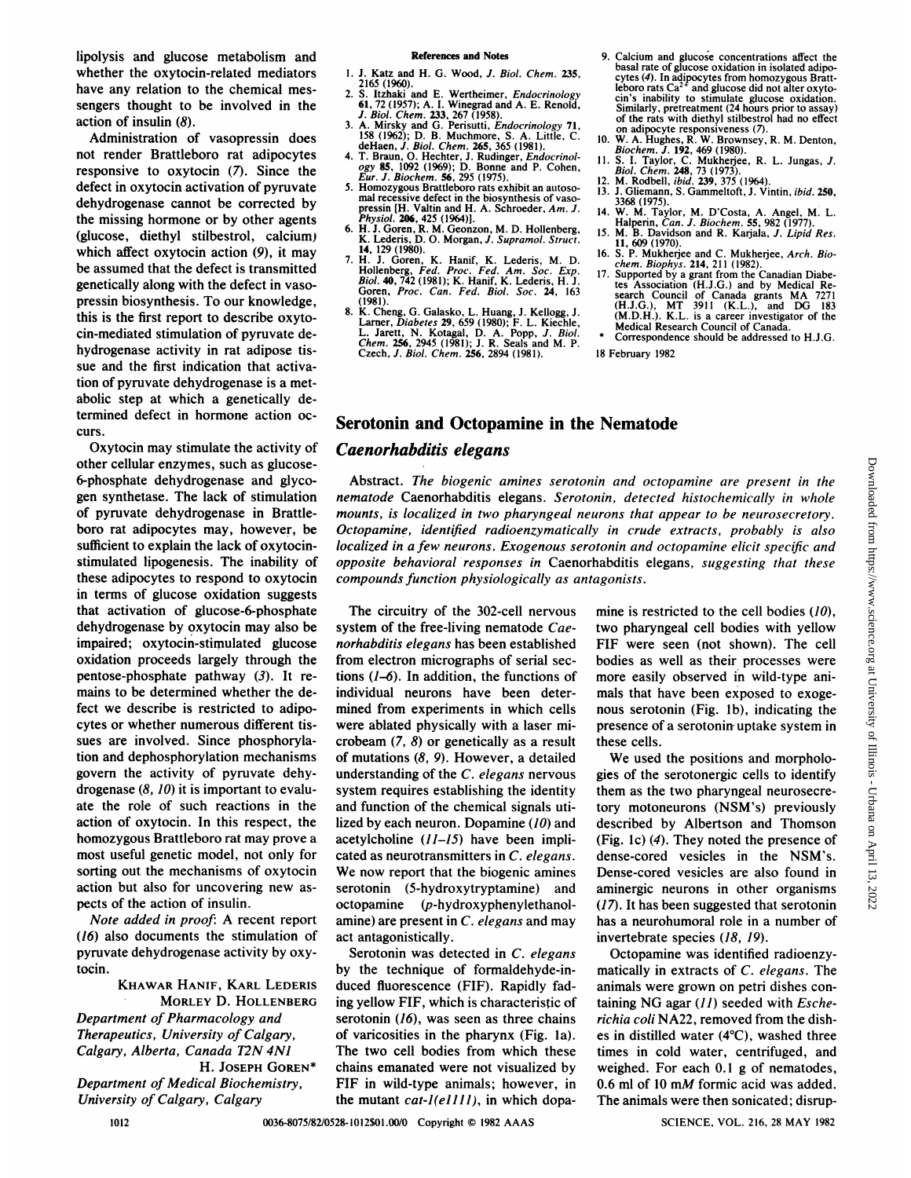lipolysis and glucose metabolism and whether the oxytocin-related mediators have any relation to the chemical messengers thought to be involved in the action of insulin (8).

Administration of vasopressin does not render Brattleboro rat adipocytes responsive to oxytocin (7). Since the defect in oxytocin activation of pyruvate dehydrogenase cannot be corrected by the missing hormone or by other agents (glucose, diethyl stilbestrol, calcium) which affect oxytocin action (9), it may be assumed that the defect is transmitted genetically along with the defect in vasopressin biosynthesis. To our knowledge, this is the first report to describe oxytocin-mediated stimulation of pyruvate dehydrogenase activity in rat adipose tissue and the first indication that activation of pyruvate dehydrogenase is a metabolic step at which a genetically determined defect in hormone action occurs.

Oxytocin may stimulate the activity of other cellular enzymes, such as glucose-6-phosphate dehydrogenase and glycogen synthetase. The lack of stimulation of pyruvate dehydrogenase in Brattleboro rat adipocytes may, however, be sufficient to explain the lack of oxytocin-stimulated lipogenesis. The inability of these adipocytes to respond to oxytocin in terms of glucose oxidation suggests that activation of glucose-6-phosphate dehydrogenase by oxytocin may also be impaired; oxytocin-stimulated glucose oxidation proceeds largely through the pentose-phosphate pathway (3). It remains to be determined whether the defect we describe is restricted to adipocytes or whether numerous different tissues are involved. Since phosphorylation and dephosphorylation mechanisms govern the activity of pyruvate dehydrogenase (8, 10) it is important to evaluate the role of such reactions in the action of oxytocin. In this respect, the homozygous Brattleboro rat may prove a most useful genetic model, not only for sorting out the mechanisms of oxytocin action but also for uncovering new aspects of the action of insulin.

*Note added in proof*: A recent report (16) also documents the stimulation of pyruvate dehydrogenase activity by oxytocin.

KHAWAR HANIF, KARL LEDERIS
MORLEY D. HOLLENBERG
*Department of Pharmacology and Therapeutics, University of Calgary, Calgary, Alberta, Canada T2N 4N1*
H. JOSEPH GOREN*
*Department of Medical Biochemistry, University of Calgary, Calgary*

## References and Notes

1. J. Katz and H. G. Wood, *J. Biol. Chem.* **235**, 2165 (1960).
2. S. Itzhaki and E. Wertheimer, *Endocrinology* **61**, 72 (1957); A. I. Winegrad and A. E. Renold, *J. Biol. Chem.* **233**, 267 (1958).
3. A. Mirsky and G. Perisutti, *Endocrinology* **71**, 158 (1962); D. B. Muchmore, S. A. Little, C. deHaen, *J. Biol. Chem.* **265**, 365 (1981).
4. T. Braun, O. Hechter, J. Rudinger, *Endocrinology* **85**, 1092 (1969); D. Bonne and P. Cohen, *Eur. J. Biochem.* **56**, 295 (1975).
5. Homozygous Brattleboro rats exhibit an autosomal recessive defect in the biosynthesis of vasopressin [H. Valtin and H. A. Schroeder, *Am. J. Physiol.* **206**, 425 (1964)].
6. H. J. Goren, R. M. Geonzon, M. D. Hollenberg, K. Lederis, D. O. Morgan, *J. Supramol. Struct.* **14**, 129 (1980).
7. H. J. Goren, K. Hanif, K. Lederis, M. D. Hollenberg, *Fed. Proc. Fed. Am. Soc. Exp. Biol.* **40**, 742 (1981); K. Hanif, K. Lederis, H. J. Goren, *Proc. Can. Fed. Biol. Soc.* **24**, 163 (1981).
8. K. Cheng, G. Galasko, L. Huang, J. Kellogg, J. Larner, *Diabetes* **29**, 659 (1980); F. L. Kiechle, L. Jarett, N. Kotagal, D. A. Popp, *J. Biol. Chem.* **256**, 2945 (1981); J. R. Seals and M. P. Czech, *J. Biol. Chem.* **256**, 2894 (1981).
9. Calcium and glucose concentrations affect the basal rate of glucose oxidation in isolated adipocytes (4). In adipocytes from homozygous Brattleboro rats $Ca^{2+}$ and glucose did not alter oxytocin's inability to stimulate glucose oxidation. Similarly, pretreatment (24 hours prior to assay) of the rats with diethyl stilbestrol had no effect on adipocyte responsiveness (7).
10. W. A. Hughes, R. W. Brownsey, R. M. Denton, *Biochem. J.* **192**, 469 (1980).
11. S. I. Taylor, C. Mukherjee, R. L. Jungas, *J. Biol. Chem.* **248**, 73 (1973).
12. M. Rodbell, *ibid.* **239**, 375 (1964).
13. J. Gliemann, S. Gammeltoft, J. Vintin, *ibid.* **250**, 3368 (1975).
14. W. M. Taylor, M. D'Costa, A. Angel, M. L. Halperin, *Can. J. Biochem.* **55**, 982 (1977).
15. M. B. Davidson and R. Karjala, *J. Lipid Res.* **11**, 609 (1970).
16. S. P. Mukherjee and C. Mukherjee, *Arch. Biochem. Biophys.* **214**, 211 (1982).
17. Supported by a grant from the Canadian Diabetes Association (H.J.G.) and by Medical Research Council of Canada grants MA 7271 (H.J.G.), MT 3911 (K.L.), and DG 183 (M.D.H.). K.L. is a career investigator of the Medical Research Council of Canada.

\* Correspondence should be addressed to H.J.G.

18 February 1982

# Serotonin and Octopamine in the Nematode *Caenorhabditis elegans*

*Abstract.* *The biogenic amines serotonin and octopamine are present in the nematode* Caenorhabditis elegans. *Serotonin, detected histochemically in whole mounts, is localized in two pharyngeal neurons that appear to be neurosecretory. Octopamine, identified radioenzymatically in crude extracts, probably is also localized in a few neurons. Exogenous serotonin and octopamine elicit specific and opposite behavioral responses in* Caenorhabditis elegans, *suggesting that these compounds function physiologically as antagonists.*

The circuitry of the 302-cell nervous system of the free-living nematode *Caenorhabditis elegans* has been established from electron micrographs of serial sections (1–6). In addition, the functions of individual neurons have been determined from experiments in which cells were ablated physically with a laser microbeam (7, 8) or genetically as a result of mutations (8, 9). However, a detailed understanding of the *C. elegans* nervous system requires establishing the identity and function of the chemical signals utilized by each neuron. Dopamine (10) and acetylcholine (11–15) have been implicated as neurotransmitters in *C. elegans*. We now report that the biogenic amines serotonin (5-hydroxytryptamine) and octopamine (*p*-hydroxyphenylethanolamine) are present in *C. elegans* and may act antagonistically.

Serotonin was detected in *C. elegans* by the technique of formaldehyde-induced fluorescence (FIF). Rapidly fading yellow FIF, which is characteristic of serotonin (16), was seen as three chains of varicosities in the pharynx (Fig. 1a). The two cell bodies from which these chains emanated were not visualized by FIF in wild-type animals; however, in the mutant *cat-1(e1111)*, in which dopamine is restricted to the cell bodies (10), two pharyngeal cell bodies with yellow FIF were seen (not shown). The cell bodies as well as their processes were more easily observed in wild-type animals that have been exposed to exogenous serotonin (Fig. 1b), indicating the presence of a serotonin uptake system in these cells.

We used the positions and morphologies of the serotonergic cells to identify them as the two pharyngeal neurosecretory motoneurons (NSM's) previously described by Albertson and Thomson (Fig. 1c) (4). They noted the presence of dense-cored vesicles in the NSM's. Dense-cored vesicles are also found in aminergic neurons in other organisms (17). It has been suggested that serotonin has a neurohumoral role in a number of invertebrate species (18, 19).

Octopamine was identified radioenzymatically in extracts of *C. elegans*. The animals were grown on petri dishes containing NG agar (11) seeded with *Escherichia coli* NA22, removed from the dishes in distilled water (4°C), washed three times in cold water, centrifuged, and weighed. For each 0.1 g of nematodes, 0.6 ml of 10 m*M* formic acid was added. The animals were then sonicated; disrup-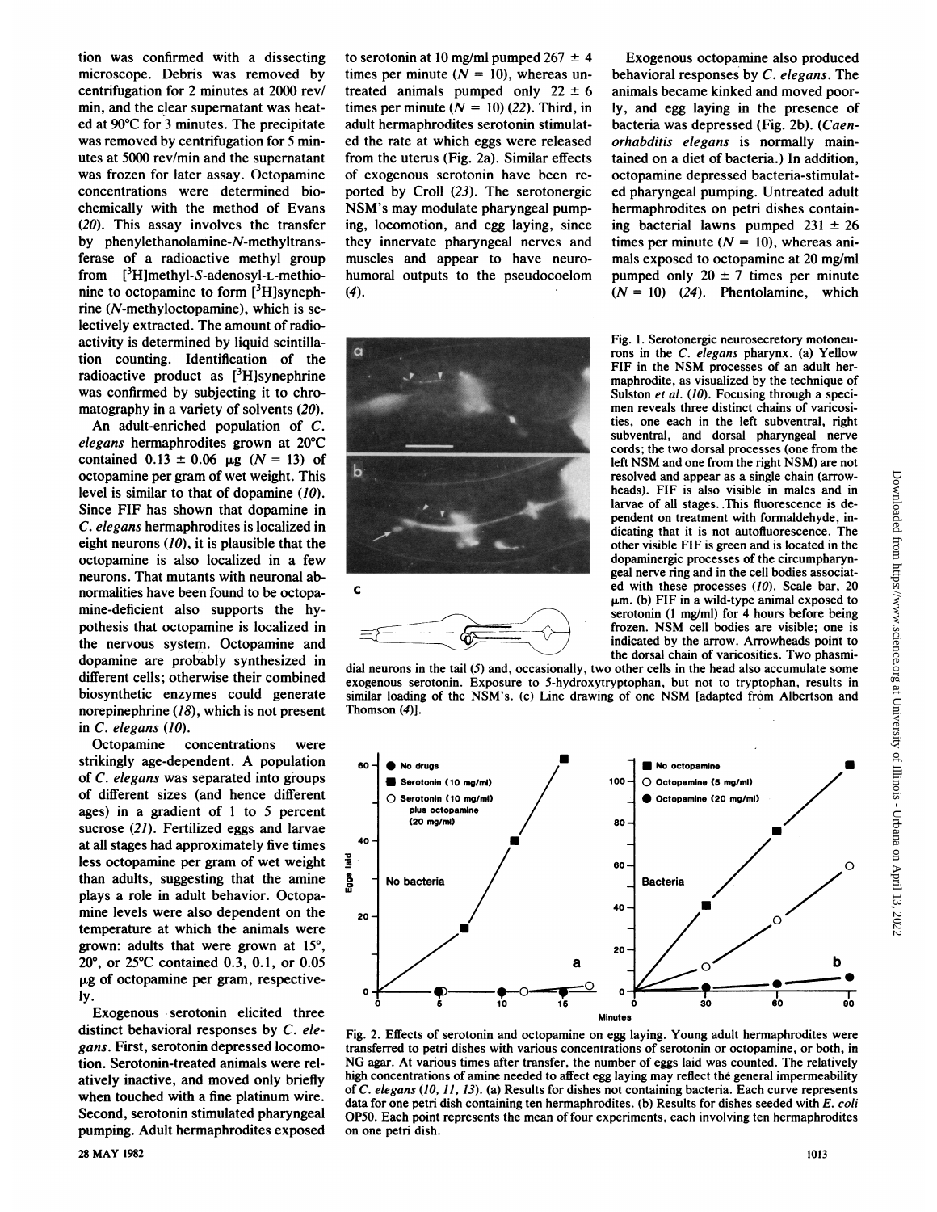tion was confirmed with a dissecting microscope. Debris was removed by centrifugation for 2 minutes at 2000 rev/min, and the clear supernatant was heated at 90°C for 3 minutes. The precipitate was removed by centrifugation for 5 minutes at 5000 rev/min and the supernatant was frozen for later assay. Octopamine concentrations were determined biochemically with the method of Evans (20). This assay involves the transfer by phenylethanolamine-N-methyltransferase of a radioactive methyl group from [$^3$H]methyl-S-adenosyl-L-methionine to octopamine to form [$^3$H]synephrine (N-methyloctopamine), which is selectively extracted. The amount of radioactivity is determined by liquid scintillation counting. Identification of the radioactive product as [$^3$H]synephrine was confirmed by subjecting it to chromatography in a variety of solvents (20).

An adult-enriched population of *C. elegans* hermaphrodites grown at 20°C contained $0.13 \pm 0.06$ μg ($N = 13$) of octopamine per gram of wet weight. This level is similar to that of dopamine (10). Since FIF has shown that dopamine in *C. elegans* hermaphrodites is localized in eight neurons (10), it is plausible that the octopamine is also localized in a few neurons. That mutants with neuronal abnormalities have been found to be octopamine-deficient also supports the hypothesis that octopamine is localized in the nervous system. Octopamine and dopamine are probably synthesized in different cells; otherwise their combined biosynthetic enzymes could generate norepinephrine (18), which is not present in *C. elegans* (10).

Octopamine concentrations were strikingly age-dependent. A population of *C. elegans* was separated into groups of different sizes (and hence different ages) in a gradient of 1 to 5 percent sucrose (21). Fertilized eggs and larvae at all stages had approximately five times less octopamine per gram of wet weight than adults, suggesting that the amine plays a role in adult behavior. Octopamine levels were also dependent on the temperature at which the animals were grown: adults that were grown at 15°, 20°, or 25°C contained 0.3, 0.1, or 0.05 μg of octopamine per gram, respectively.

Exogenous serotonin elicited three distinct behavioral responses by *C. elegans*. First, serotonin depressed locomotion. Serotonin-treated animals were relatively inactive, and moved only briefly when touched with a fine platinum wire. Second, serotonin stimulated pharyngeal pumping. Adult hermaphrodites exposed to serotonin at 10 mg/ml pumped $267 \pm 4$ times per minute ($N = 10$), whereas untreated animals pumped only $22 \pm 6$ times per minute ($N = 10$) (22). Third, in adult hermaphrodites serotonin stimulated the rate at which eggs were released from the uterus (Fig. 2a). Similar effects of exogenous serotonin have been reported by Croll (23). The serotonergic NSM's may modulate pharyngeal pumping, locomotion, and egg laying, since they innervate pharyngeal nerves and muscles and appear to have neurohumoral outputs to the pseudocoelom (4).

Exogenous octopamine also produced behavioral responses by *C. elegans*. The animals became kinked and moved poorly, and egg laying in the presence of bacteria was depressed (Fig. 2b). (*Caenorhabditis elegans* is normally maintained on a diet of bacteria.) In addition, octopamine depressed bacteria-stimulated pharyngeal pumping. Untreated adult hermaphrodites on petri dishes containing bacterial lawns pumped $231 \pm 26$ times per minute ($N = 10$), whereas animals exposed to octopamine at 20 mg/ml pumped only $20 \pm 7$ times per minute ($N = 10$) (24). Phentolamine, which

a

b

c

Fig. 1. Serotonergic neurosecretory motoneurons in the *C. elegans* pharynx. (a) Yellow FIF in the NSM processes of an adult hermaphrodite, as visualized by the technique of Sulston *et al.* (10). Focusing through a specimen reveals three distinct chains of varicosities, one each in the left subventral, right subventral, and dorsal pharyngeal nerve cords; the two dorsal processes (one from the left NSM and one from the right NSM) are not resolved and appear as a single chain (arrowheads). FIF is also visible in males and in larvae of all stages. This fluorescence is dependent on treatment with formaldehyde, indicating that it is not autofluorescence. The other visible FIF is green and is located in the dopaminergic processes of the circumpharyngeal nerve ring and in the cell bodies associated with these processes (10). Scale bar, 20 μm. (b) FIF in a wild-type animal exposed to serotonin (1 mg/ml) for 4 hours before being frozen. NSM cell bodies are visible; one is indicated by the arrow. Arrowheads point to the dorsal chain of varicosities. Two phasmidial neurons in the tail (5) and, occasionally, two other cells in the head also accumulate some exogenous serotonin. Exposure to 5-hydroxytryptophan, but not to tryptophan, results in similar loading of the NSM's. (c) Line drawing of one NSM [adapted from Albertson and Thomson (4)].

● No drugs
■ Serotonin (10 mg/ml)
○ Serotonin (10 mg/ml) plus octopamine (20 mg/ml)
No bacteria
Eggs laid
0
20
40
60
0
5
10
15
a

■ No octopamine
○ Octopamine (5 mg/ml)
● Octopamine (20 mg/ml)
Bacteria
0
20
40
60
80
100
0
30
60
90
b
Minutes

Fig. 2. Effects of serotonin and octopamine on egg laying. Young adult hermaphrodites were transferred to petri dishes with various concentrations of serotonin or octopamine, or both, in NG agar. At various times after transfer, the number of eggs laid was counted. The relatively high concentrations of amine needed to affect egg laying may reflect the general impermeability of *C. elegans* (10, 11, 13). (a) Results for dishes not containing bacteria. Each curve represents data for one petri dish containing ten hermaphrodites. (b) Results for dishes seeded with *E. coli* OP50. Each point represents the mean of four experiments, each involving ten hermaphrodites on one petri dish.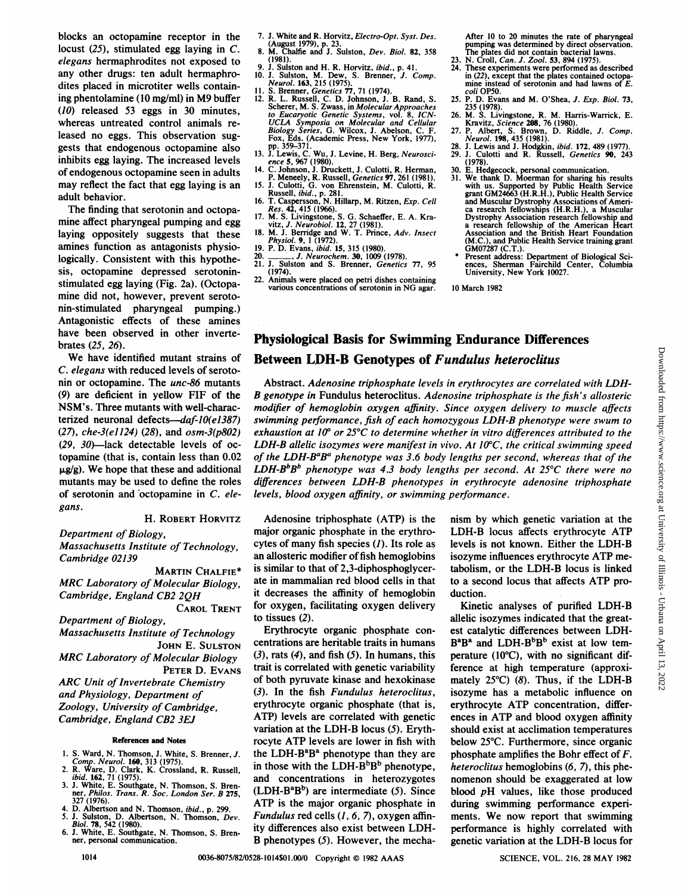blocks an octopamine receptor in the locust (25), stimulated egg laying in *C. elegans* hermaphrodites not exposed to any other drugs: ten adult hermaphrodites placed in microtiter wells containing phentolamine (10 mg/ml) in M9 buffer (10) released 53 eggs in 30 minutes, whereas untreated control animals released no eggs. This observation suggests that endogenous octopamine also inhibits egg laying. The increased levels of endogenous octopamine seen in adults may reflect the fact that egg laying is an adult behavior.

The finding that serotonin and octopamine affect pharyngeal pumping and egg laying oppositely suggests that these amines function as antagonists physiologically. Consistent with this hypothesis, octopamine depressed serotonin-stimulated egg laying (Fig. 2a). (Octopamine did not, however, prevent serotonin-stimulated pharyngeal pumping.) Antagonistic effects of these amines have been observed in other invertebrates (25, 26).

We have identified mutant strains of *C. elegans* with reduced levels of serotonin or octopamine. The *unc-86* mutants (9) are deficient in yellow FIF of the NSM's. Three mutants with well-characterized neuronal defects—*daf-10(e1387)* (27), *che-3(e1124)* (28), and *osm-3(p802)* (29, 30)—lack detectable levels of octopamine (that is, contain less than 0.02 μg/g). We hope that these and additional mutants may be used to define the roles of serotonin and octopamine in *C. elegans*.

H. ROBERT HORVITZ
*Department of Biology, Massachusetts Institute of Technology, Cambridge 02139*

MARTIN CHALFIE*
*MRC Laboratory of Molecular Biology, Cambridge, England CB2 2QH*

CAROL TRENT
*Department of Biology, Massachusetts Institute of Technology*

JOHN E. SULSTON
*MRC Laboratory of Molecular Biology*

PETER D. EVANS
*ARC Unit of Invertebrate Chemistry and Physiology, Department of Zoology, University of Cambridge, Cambridge, England CB2 3EJ*

#### References and Notes

1. S. Ward, N. Thomson, J. White, S. Brenner, *J. Comp. Neurol.* **160**, 313 (1975).
2. R. Ware, D. Clark, K. Crossland, R. Russell, *ibid.* **162**, 71 (1975).
3. J. White, E. Southgate, N. Thomson, S. Brenner, *Philos. Trans. R. Soc. London Ser. B* **275**, 327 (1976).
4. D. Albertson and N. Thomson, *ibid.*, p. 299.
5. J. Sulston, D. Albertson, N. Thomson, *Dev. Biol.* **78**, 542 (1980).
6. J. White, E. Southgate, N. Thomson, S. Brenner, personal communication.
7. J. White and R. Horvitz, *Electro-Opt. Syst. Des.* (August 1979), p. 23.
8. M. Chalfie and J. Sulston, *Dev. Biol.* **82**, 358 (1981).
9. J. Sulston and H. R. Horvitz, *ibid.*, p. 41.
10. J. Sulston, M. Dew, S. Brenner, *J. Comp. Neurol.* **163**, 215 (1975).
11. S. Brenner, *Genetics* **77**, 71 (1974).
12. R. L. Russell, C. D. Johnson, J. B. Rand, S. Scherer, M. S. Zwass, in *Molecular Approaches to Eucaryotic Genetic Systems*, vol. 8, *ICN-UCLA Symposia on Molecular and Cellular Biology Series*, G. Wilcox, J. Abelson, C. F. Fox, Eds. (Academic Press, New York, 1977), pp. 359–371.
13. J. Lewis, C. Wu, J. Levine, H. Berg, *Neuroscience* **5**, 967 (1980).
14. C. Johnson, J. Druckett, J. Culotti, R. Herman, P. Meneely, R. Russell, *Genetics* **97**, 261 (1981).
15. J. Culotti, G. von Ehrenstein, M. Culotti, R. Russell, *ibid.*, p. 281.
16. T. Caspersson, N. Hillarp, M. Ritzen, *Exp. Cell Res.* **42**, 415 (1966).
17. M. S. Livingstone, S. G. Schaeffer, E. A. Kravitz, *J. Neurobiol.* **12**, 27 (1981).
18. M. J. Berridge and W. T. Prince, *Adv. Insect Physiol.* **9**, 1 (1972).
19. P. D. Evans, *ibid.* **15**, 315 (1980).
20. ——, *J. Neurochem.* **30**, 1009 (1978).
21. J. Sulston and S. Brenner, *Genetics* **77**, 95 (1974).
22. Animals were placed on petri dishes containing various concentrations of serotonin in NG agar. After 10 to 20 minutes the rate of pharyngeal pumping was determined by direct observation. The plates did not contain bacterial lawns.
23. N. Croll, *Can. J. Zool.* **53**, 894 (1975).
24. These experiments were performed as described in (22), except that the plates contained octopamine instead of serotonin and had lawns of *E. coli* OP50.
25. P. D. Evans and M. O'Shea, *J. Exp. Biol.* **73**, 235 (1978).
26. M. S. Livingstone, R. M. Harris-Warrick, E. Kravitz, *Science* **208**, 76 (1980).
27. P. Albert, S. Brown, D. Riddle, *J. Comp. Neurol.* **198**, 435 (1981).
28. J. Lewis and J. Hodgkin, *ibid.* **172**, 489 (1977).
29. J. Culotti and R. Russell, *Genetics* **90**, 243 (1978).
30. E. Hedgecock, personal communication.
31. We thank D. Moerman for sharing his results with us. Supported by Public Health Service grant GM24663 (H.R.H.), Public Health Service and Muscular Dystrophy Associations of America research fellowships (H.R.H.), a Muscular Dystrophy Association research fellowship and a research fellowship of the American Heart Association and the British Heart Foundation (M.C.), and Public Health Service training grant GM07287 (C.T.).

\* Present address: Department of Biological Sciences, Sherman Fairchild Center, Columbia University, New York 10027.

10 March 1982

## Physiological Basis for Swimming Endurance Differences Between LDH-B Genotypes of *Fundulus heteroclitus*

*Abstract.* *Adenosine triphosphate levels in erythrocytes are correlated with LDH-B genotype in* Fundulus heteroclitus. *Adenosine triphosphate is the fish's allosteric modifier of hemoglobin oxygen affinity. Since oxygen delivery to muscle affects swimming performance, fish of each homozygous LDH-B phenotype were swum to exhaustion at 10° or 25°C to determine whether in vitro differences attributed to the LDH-B allelic isozymes were manifest in vivo. At 10°C, the critical swimming speed of the LDH-$B^aB^a$ phenotype was 3.6 body lengths per second, whereas that of the LDH-$B^bB^b$ phenotype was 4.3 body lengths per second. At 25°C there were no differences between LDH-B phenotypes in erythrocyte adenosine triphosphate levels, blood oxygen affinity, or swimming performance.*

Adenosine triphosphate (ATP) is the major organic phosphate in the erythrocytes of many fish species (1). Its role as an allosteric modifier of fish hemoglobins is similar to that of 2,3-diphosphoglycerate in mammalian red blood cells in that it decreases the affinity of hemoglobin for oxygen, facilitating oxygen delivery to tissues (2).

Erythrocyte organic phosphate concentrations are heritable traits in humans (3), rats (4), and fish (5). In humans, this trait is correlated with genetic variability of both pyruvate kinase and hexokinase (3). In the fish *Fundulus heteroclitus*, erythrocyte organic phosphate (that is, ATP) levels are correlated with genetic variation at the LDH-B locus (5). Erythrocyte ATP levels are lower in fish with the LDH-$B^aB^a$ phenotype than they are in those with the LDH-$B^bB^b$ phenotype, and concentrations in heterozygotes (LDH-$B^aB^b$) are intermediate (5). Since ATP is the major organic phosphate in *Fundulus* red cells (1, 6, 7), oxygen affinity differences also exist between LDH-B phenotypes (5). However, the mechanism by which genetic variation at the LDH-B locus affects erythrocyte ATP levels is not known. Either the LDH-B isozyme influences erythrocyte ATP metabolism, or the LDH-B locus is linked to a second locus that affects ATP production.

Kinetic analyses of purified LDH-B allelic isozymes indicated that the greatest catalytic differences between LDH-$B^aB^a$ and LDH-$B^bB^b$ exist at low temperature (10°C), with no significant difference at high temperature (approximately 25°C) (8). Thus, if the LDH-B isozyme has a metabolic influence on erythrocyte ATP concentration, differences in ATP and blood oxygen affinity should exist at acclimation temperatures below 25°C. Furthermore, since organic phosphate amplifies the Bohr effect of *F. heteroclitus* hemoglobins (6, 7), this phenomenon should be exaggerated at low blood pH values, like those produced during swimming performance experiments. We now report that swimming performance is highly correlated with genetic variation at the LDH-B locus for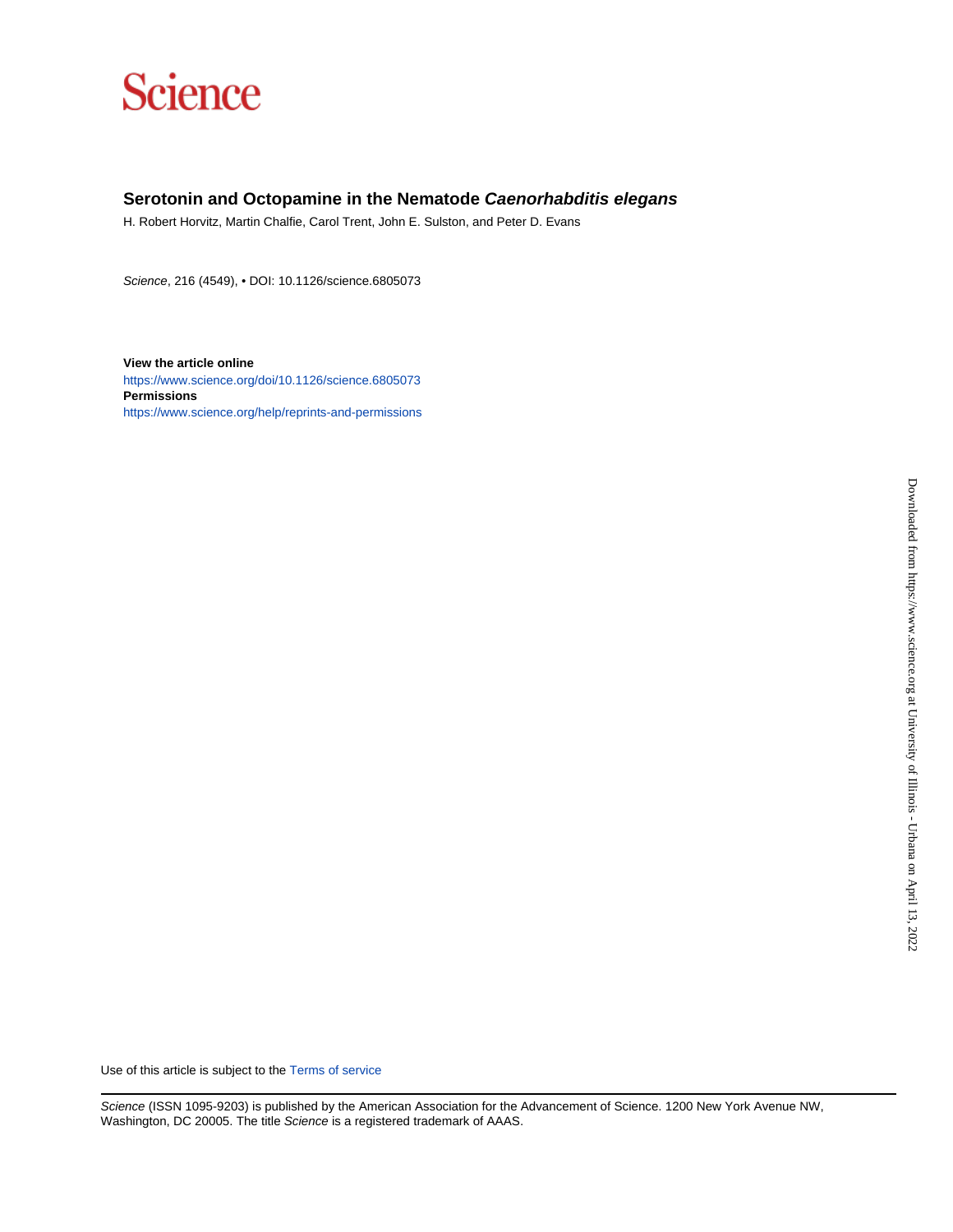# Science

## Serotonin and Octopamine in the Nematode *Caenorhabditis elegans*

H. Robert Horvitz, Martin Chalfie, Carol Trent, John E. Sulston, and Peter D. Evans

*Science*, 216 (4549), • DOI: 10.1126/science.6805073

**View the article online**
https://www.science.org/doi/10.1126/science.6805073
**Permissions**
https://www.science.org/help/reprints-and-permissions

Use of this article is subject to the Terms of service

*Science* (ISSN 1095-9203) is published by the American Association for the Advancement of Science. 1200 New York Avenue NW, Washington, DC 20005. The title *Science* is a registered trademark of AAAS.